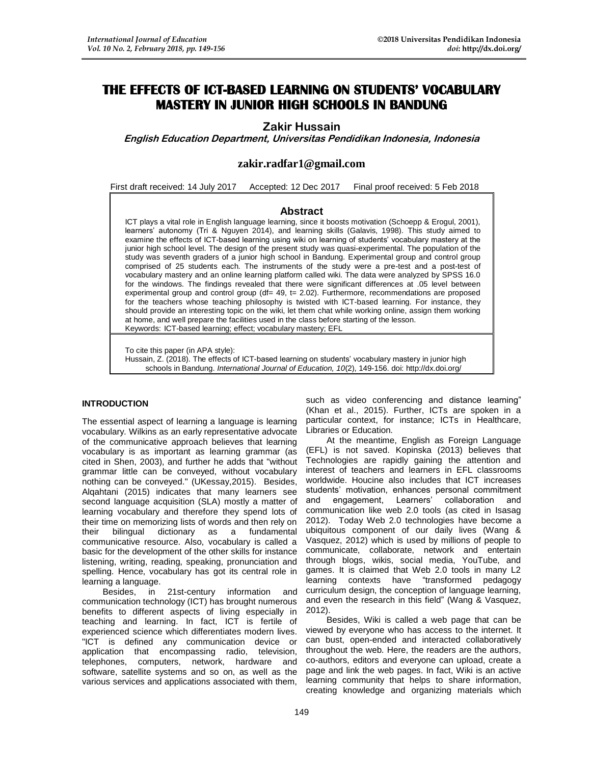# THE EFFECTS OF ICT-BASED LEARNING ON STUDENTS' VOCABULARY MASTERY IN JUNIOR HIGH SCHOOLS IN BANDUNG

**Zakir Hussain**

***English Education Department, Universitas Pendidikan Indonesia, Indonesia***

**zakir.radfar1@gmail.com**

First draft received: 14 July 2017 Accepted: 12 Dec 2017 Final proof received: 5 Feb 2018

## Abstract

ICT plays a vital role in English language learning, since it boosts motivation (Schoepp & Erogul, 2001), learners' autonomy (Tri & Nguyen 2014), and learning skills (Galavis, 1998). This study aimed to examine the effects of ICT-based learning using wiki on learning of students' vocabulary mastery at the junior high school level. The design of the present study was quasi-experimental. The population of the study was seventh graders of a junior high school in Bandung. Experimental group and control group comprised of 25 students each. The instruments of the study were a pre-test and a post-test of vocabulary mastery and an online learning platform called wiki. The data were analyzed by SPSS 16.0 for the windows. The findings revealed that there were significant differences at .05 level between experimental group and control group (df= 49, t= 2.02). Furthermore, recommendations are proposed for the teachers whose teaching philosophy is twisted with ICT-based learning. For instance, they should provide an interesting topic on the wiki, let them chat while working online, assign them working at home, and well prepare the facilities used in the class before starting of the lesson.

Keywords: ICT-based learning; effect; vocabulary mastery; EFL

To cite this paper (in APA style):
Hussain, Z. (2018). The effects of ICT-based learning on students' vocabulary mastery in junior high schools in Bandung. *International Journal of Education, 10*(2), 149-156. doi: http://dx.doi.org/

## INTRODUCTION

The essential aspect of learning a language is learning vocabulary. Wilkins as an early representative advocate of the communicative approach believes that learning vocabulary is as important as learning grammar (as cited in Shen, 2003), and further he adds that "without grammar little can be conveyed, without vocabulary nothing can be conveyed." (UKessay,2015). Besides, Alqahtani (2015) indicates that many learners see second language acquisition (SLA) mostly a matter of learning vocabulary and therefore they spend lots of their time on memorizing lists of words and then rely on their bilingual dictionary as a fundamental communicative resource. Also, vocabulary is called a basic for the development of the other skills for instance listening, writing, reading, speaking, pronunciation and spelling. Hence, vocabulary has got its central role in learning a language.

Besides, in 21st-century information and communication technology (ICT) has brought numerous benefits to different aspects of living especially in teaching and learning. In fact, ICT is fertile of experienced science which differentiates modern lives. "ICT is defined any communication device or application that encompassing radio, television, telephones, computers, network, hardware and software, satellite systems and so on, as well as the various services and applications associated with them, such as video conferencing and distance learning" (Khan et al., 2015). Further, ICTs are spoken in a particular context, for instance; ICTs in Healthcare, Libraries or Education.

At the meantime, English as Foreign Language (EFL) is not saved. Kopinska (2013) believes that Technologies are rapidly gaining the attention and interest of teachers and learners in EFL classrooms worldwide. Houcine also includes that ICT increases students' motivation, enhances personal commitment and engagement, Learners' collaboration and communication like web 2.0 tools (as cited in Isasag 2012). Today Web 2.0 technologies have become a ubiquitous component of our daily lives (Wang & Vasquez, 2012) which is used by millions of people to communicate, collaborate, network and entertain through blogs, wikis, social media, YouTube, and games. It is claimed that Web 2.0 tools in many L2 learning contexts have "transformed pedagogy curriculum design, the conception of language learning, and even the research in this field" (Wang & Vasquez, 2012).

Besides, Wiki is called a web page that can be viewed by everyone who has access to the internet. It can bust, open-ended and interacted collaboratively throughout the web. Here, the readers are the authors, co-authors, editors and everyone can upload, create a page and link the web pages. In fact, Wiki is an active learning community that helps to share information, creating knowledge and organizing materials which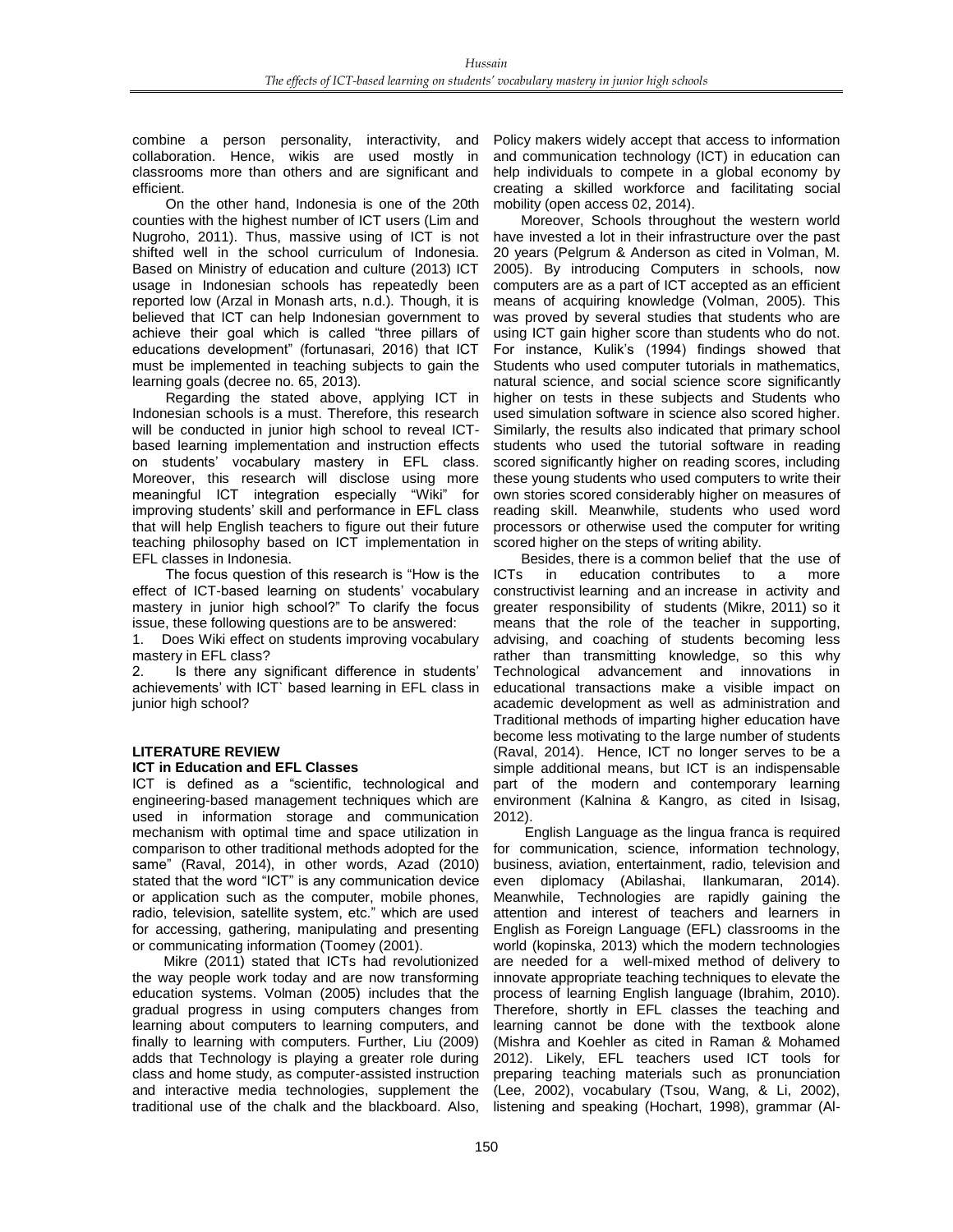combine a person personality, interactivity, and collaboration. Hence, wikis are used mostly in classrooms more than others and are significant and efficient.

On the other hand, Indonesia is one of the 20th counties with the highest number of ICT users (Lim and Nugroho, 2011). Thus, massive using of ICT is not shifted well in the school curriculum of Indonesia. Based on Ministry of education and culture (2013) ICT usage in Indonesian schools has repeatedly been reported low (Arzal in Monash arts, n.d.). Though, it is believed that ICT can help Indonesian government to achieve their goal which is called "three pillars of educations development" (fortunasari, 2016) that ICT must be implemented in teaching subjects to gain the learning goals (decree no. 65, 2013).

Regarding the stated above, applying ICT in Indonesian schools is a must. Therefore, this research will be conducted in junior high school to reveal ICT-based learning implementation and instruction effects on students' vocabulary mastery in EFL class. Moreover, this research will disclose using more meaningful ICT integration especially "Wiki" for improving students' skill and performance in EFL class that will help English teachers to figure out their future teaching philosophy based on ICT implementation in EFL classes in Indonesia.

The focus question of this research is "How is the effect of ICT-based learning on students' vocabulary mastery in junior high school?" To clarify the focus issue, these following questions are to be answered:

1. Does Wiki effect on students improving vocabulary mastery in EFL class?
2. Is there any significant difference in students' achievements' with ICT` based learning in EFL class in junior high school?

## LITERATURE REVIEW

### ICT in Education and EFL Classes

ICT is defined as a "scientific, technological and engineering-based management techniques which are used in information storage and communication mechanism with optimal time and space utilization in comparison to other traditional methods adopted for the same" (Raval, 2014), in other words, Azad (2010) stated that the word "ICT" is any communication device or application such as the computer, mobile phones, radio, television, satellite system, etc." which are used for accessing, gathering, manipulating and presenting or communicating information (Toomey (2001).

Mikre (2011) stated that ICTs had revolutionized the way people work today and are now transforming education systems. Volman (2005) includes that the gradual progress in using computers changes from learning about computers to learning computers, and finally to learning with computers. Further, Liu (2009) adds that Technology is playing a greater role during class and home study, as computer-assisted instruction and interactive media technologies, supplement the traditional use of the chalk and the blackboard. Also, Policy makers widely accept that access to information and communication technology (ICT) in education can help individuals to compete in a global economy by creating a skilled workforce and facilitating social mobility (open access 02, 2014).

Moreover, Schools throughout the western world have invested a lot in their infrastructure over the past 20 years (Pelgrum & Anderson as cited in Volman, M. 2005). By introducing Computers in schools, now computers are as a part of ICT accepted as an efficient means of acquiring knowledge (Volman, 2005). This was proved by several studies that students who are using ICT gain higher score than students who do not. For instance, Kulik's (1994) findings showed that Students who used computer tutorials in mathematics, natural science, and social science score significantly higher on tests in these subjects and Students who used simulation software in science also scored higher. Similarly, the results also indicated that primary school students who used the tutorial software in reading scored significantly higher on reading scores, including these young students who used computers to write their own stories scored considerably higher on measures of reading skill. Meanwhile, students who used word processors or otherwise used the computer for writing scored higher on the steps of writing ability.

Besides, there is a common belief that the use of ICTs in education contributes to a more constructivist learning and an increase in activity and greater responsibility of students (Mikre, 2011) so it means that the role of the teacher in supporting, advising, and coaching of students becoming less rather than transmitting knowledge, so this why Technological advancement and innovations in educational transactions make a visible impact on academic development as well as administration and Traditional methods of imparting higher education have become less motivating to the large number of students (Raval, 2014). Hence, ICT no longer serves to be a simple additional means, but ICT is an indispensable part of the modern and contemporary learning environment (Kalnina & Kangro, as cited in Isisag, 2012).

English Language as the lingua franca is required for communication, science, information technology, business, aviation, entertainment, radio, television and even diplomacy (Abilashai, Ilankumaran, 2014). Meanwhile, Technologies are rapidly gaining the attention and interest of teachers and learners in English as Foreign Language (EFL) classrooms in the world (kopinska, 2013) which the modern technologies are needed for a well-mixed method of delivery to innovate appropriate teaching techniques to elevate the process of learning English language (Ibrahim, 2010). Therefore, shortly in EFL classes the teaching and learning cannot be done with the textbook alone (Mishra and Koehler as cited in Raman & Mohamed 2012). Likely, EFL teachers used ICT tools for preparing teaching materials such as pronunciation (Lee, 2002), vocabulary (Tsou, Wang, & Li, 2002), listening and speaking (Hochart, 1998), grammar (Al-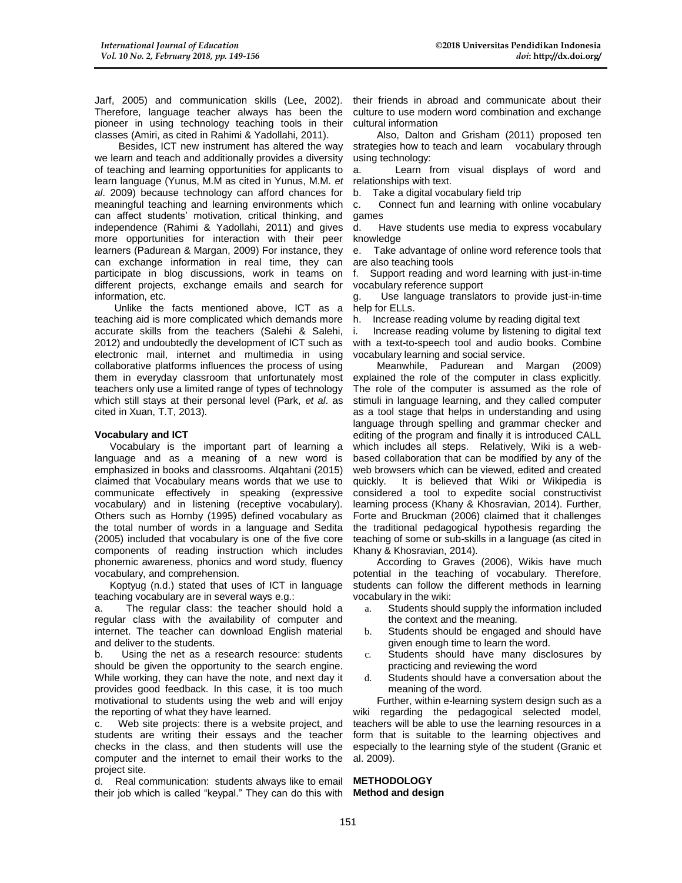Jarf, 2005) and communication skills (Lee, 2002). Therefore, language teacher always has been the pioneer in using technology teaching tools in their classes (Amiri, as cited in Rahimi & Yadollahi, 2011).

Besides, ICT new instrument has altered the way we learn and teach and additionally provides a diversity of teaching and learning opportunities for applicants to learn language (Yunus, M.M as cited in Yunus, M.M. *et al*. 2009) because technology can afford chances for meaningful teaching and learning environments which can affect students' motivation, critical thinking, and independence (Rahimi & Yadollahi, 2011) and gives more opportunities for interaction with their peer learners (Padurean & Margan, 2009) For instance, they can exchange information in real time, they can participate in blog discussions, work in teams on different projects, exchange emails and search for information, etc.

Unlike the facts mentioned above, ICT as a teaching aid is more complicated which demands more accurate skills from the teachers (Salehi & Salehi, 2012) and undoubtedly the development of ICT such as electronic mail, internet and multimedia in using collaborative platforms influences the process of using them in everyday classroom that unfortunately most teachers only use a limited range of types of technology which still stays at their personal level (Park, *et al*. as cited in Xuan, T.T, 2013).

### Vocabulary and ICT

Vocabulary is the important part of learning a language and as a meaning of a new word is emphasized in books and classrooms. Alqahtani (2015) claimed that Vocabulary means words that we use to communicate effectively in speaking (expressive vocabulary) and in listening (receptive vocabulary). Others such as Hornby (1995) defined vocabulary as the total number of words in a language and Sedita (2005) included that vocabulary is one of the five core components of reading instruction which includes phonemic awareness, phonics and word study, fluency vocabulary, and comprehension.

Koptyug (n.d.) stated that uses of ICT in language teaching vocabulary are in several ways e.g.:

a. The regular class: the teacher should hold a regular class with the availability of computer and internet. The teacher can download English material and deliver to the students.

b. Using the net as a research resource: students should be given the opportunity to the search engine. While working, they can have the note, and next day it provides good feedback. In this case, it is too much motivational to students using the web and will enjoy the reporting of what they have learned.

c. Web site projects: there is a website project, and students are writing their essays and the teacher checks in the class, and then students will use the computer and the internet to email their works to the project site.

d. Real communication: students always like to email their job which is called "keypal." They can do this with their friends in abroad and communicate about their culture to use modern word combination and exchange cultural information

Also, Dalton and Grisham (2011) proposed ten strategies how to teach and learn vocabulary through using technology:

a. Learn from visual displays of word and relationships with text.

b. Take a digital vocabulary field trip

c. Connect fun and learning with online vocabulary games

d. Have students use media to express vocabulary knowledge

e. Take advantage of online word reference tools that are also teaching tools

f. Support reading and word learning with just-in-time vocabulary reference support

g. Use language translators to provide just-in-time help for ELLs.

h. Increase reading volume by reading digital text

i. Increase reading volume by listening to digital text with a text-to-speech tool and audio books. Combine vocabulary learning and social service.

Meanwhile, Padurean and Margan (2009) explained the role of the computer in class explicitly. The role of the computer is assumed as the role of stimuli in language learning, and they called computer as a tool stage that helps in understanding and using language through spelling and grammar checker and editing of the program and finally it is introduced CALL which includes all steps. Relatively, Wiki is a web-based collaboration that can be modified by any of the web browsers which can be viewed, edited and created quickly. It is believed that Wiki or Wikipedia is considered a tool to expedite social constructivist learning process (Khany & Khosravian, 2014). Further, Forte and Bruckman (2006) claimed that it challenges the traditional pedagogical hypothesis regarding the teaching of some or sub-skills in a language (as cited in Khany & Khosravian, 2014).

According to Graves (2006), Wikis have much potential in the teaching of vocabulary. Therefore, students can follow the different methods in learning vocabulary in the wiki:

a. Students should supply the information included the context and the meaning.
b. Students should be engaged and should have given enough time to learn the word.
c. Students should have many disclosures by practicing and reviewing the word
d. Students should have a conversation about the meaning of the word.

Further, within e-learning system design such as a wiki regarding the pedagogical selected model, teachers will be able to use the learning resources in a form that is suitable to the learning objectives and especially to the learning style of the student (Granic et al. 2009).

## METHODOLOGY

### Method and design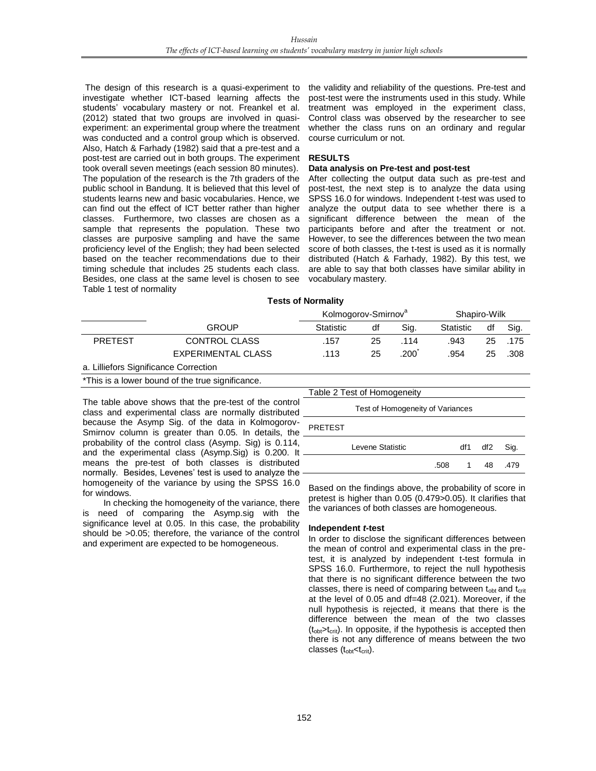The design of this research is a quasi-experiment to investigate whether ICT-based learning affects the students' vocabulary mastery or not. Freankel et al. (2012) stated that two groups are involved in quasi-experiment: an experimental group where the treatment was conducted and a control group which is observed. Also, Hatch & Farhady (1982) said that a pre-test and a post-test are carried out in both groups. The experiment took overall seven meetings (each session 80 minutes). The population of the research is the 7th graders of the public school in Bandung. It is believed that this level of students learns new and basic vocabularies. Hence, we can find out the effect of ICT better rather than higher classes. Furthermore, two classes are chosen as a sample that represents the population. These two classes are purposive sampling and have the same proficiency level of the English; they had been selected based on the teacher recommendations due to their timing schedule that includes 25 students each class. Besides, one class at the same level is chosen to see the validity and reliability of the questions. Pre-test and post-test were the instruments used in this study. While treatment was employed in the experiment class, Control class was observed by the researcher to see whether the class runs on an ordinary and regular course curriculum or not.

## RESULTS

### Data analysis on Pre-test and post-test

After collecting the output data such as pre-test and post-test, the next step is to analyze the data using SPSS 16.0 for windows. Independent t-test was used to analyze the output data to see whether there is a significant difference between the mean of the participants before and after the treatment or not. However, to see the differences between the two mean score of both classes, the t-test is used as it is normally distributed (Hatch & Farhady, 1982). By this test, we are able to say that both classes have similar ability in vocabulary mastery.

Table 1 test of normality

**Tests of Normality**

| | | Kolmogorov-Smirnov[a] | | | Shapiro-Wilk | | |
|---|---|---|---|---|---|---|---|
| | GROUP | Statistic | df | Sig. | Statistic | df | Sig. |
| PRETEST | CONTROL CLASS | .157 | 25 | .114 | .943 | 25 | .175 |
| | EXPERIMENTAL CLASS | .113 | 25 | .200* | .954 | 25 | .308 |

a. Lilliefors Significance Correction

*This is a lower bound of the true significance.

The table above shows that the pre-test of the control class and experimental class are normally distributed because the Asymp Sig. of the data in Kolmogorov-Smirnov column is greater than 0.05. In details, the probability of the control class (Asymp. Sig) is 0.114, and the experimental class (Asymp.Sig) is 0.200. It means the pre-test of both classes is distributed normally. Besides, Levenes' test is used to analyze the homogeneity of the variance by using the SPSS 16.0 for windows.

In checking the homogeneity of the variance, there is need of comparing the Asymp.sig with the significance level at 0.05. In this case, the probability should be >0.05; therefore, the variance of the control and experiment are expected to be homogeneous.

Table 2 Test of Homogeneity

Test of Homogeneity of Variances

PRETEST

| Levene Statistic | df1 | df2 | Sig. |
|---|---|---|---|
| .508 | 1 | 48 | .479 |

Based on the findings above, the probability of score in pretest is higher than 0.05 (0.479>0.05). It clarifies that the variances of both classes are homogeneous.

### Independent *t*-test

In order to disclose the significant differences between the mean of control and experimental class in the pre-test, it is analyzed by independent t-test formula in SPSS 16.0. Furthermore, to reject the null hypothesis that there is no significant difference between the two classes, there is need of comparing between $t_{obt}$ and $t_{crit}$ at the level of 0.05 and df=48 (2.021). Moreover, if the null hypothesis is rejected, it means that there is the difference between the mean of the two classes ($t_{obt}>t_{crit}$). In opposite, if the hypothesis is accepted then there is not any difference of means between the two classes ($t_{obt}<t_{crit}$).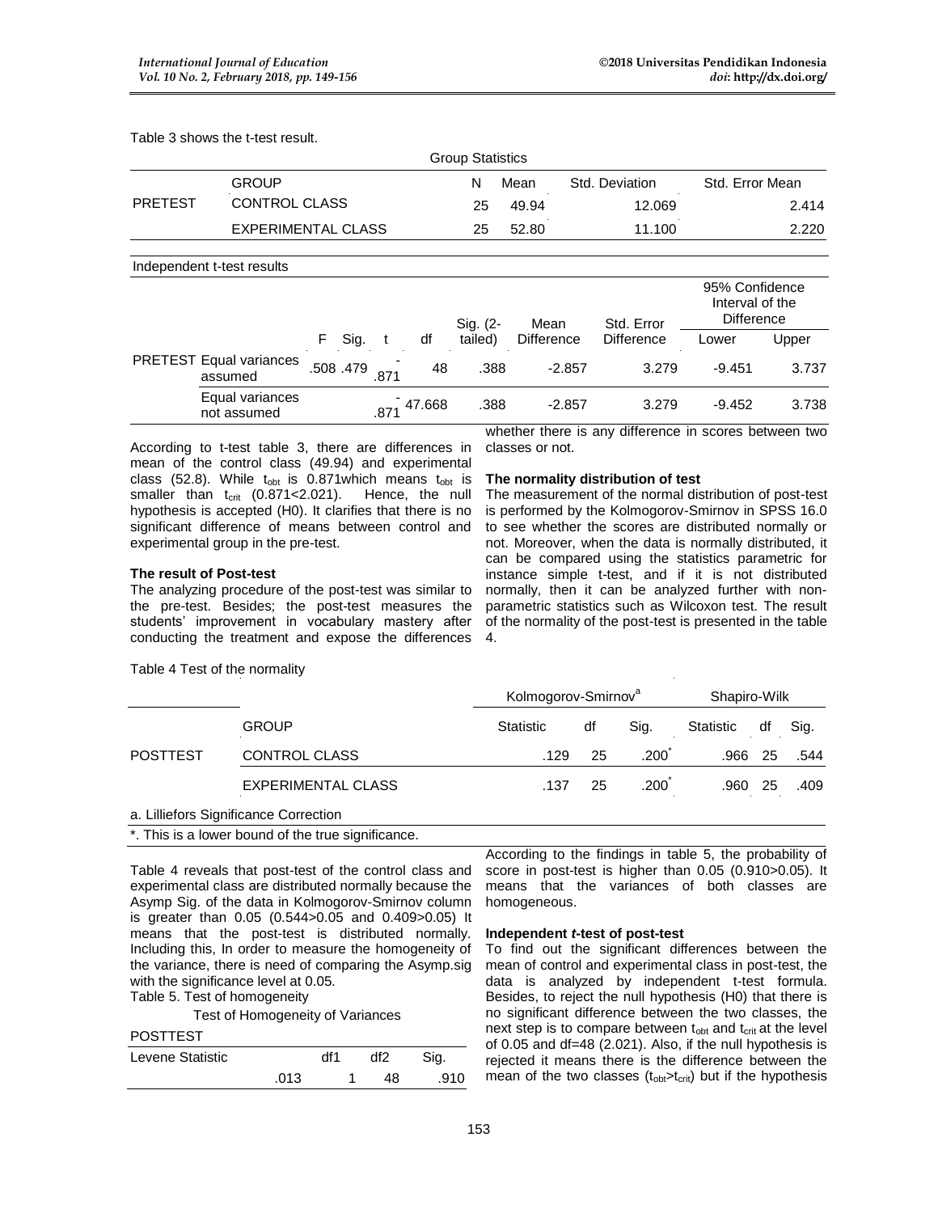Table 3 shows the t-test result.

Group Statistics

| | GROUP | N | Mean | Std. Deviation | Std. Error Mean |
|---|---|---|---|---|---|
| PRETEST | CONTROL CLASS | 25 | 49.94 | 12.069 | 2.414 |
| | EXPERIMENTAL CLASS | 25 | 52.80 | 11.100 | 2.220 |

Independent t-test results

| | | F | Sig. | t | df | Sig. (2-tailed) | Mean Difference | Std. Error Difference | 95% Confidence Interval of the Difference | |
|---|---|---|---|---|---|---|---|---|---|---|
| | | | | | | | | | Lower | Upper |
| PRETEST | Equal variances assumed | .508 | .479 | -.871 | 48 | .388 | -2.857 | 3.279 | -9.451 | 3.737 |
| | Equal variances not assumed | | | -.871 | 47.668 | .388 | -2.857 | 3.279 | -9.452 | 3.738 |

According to t-test table 3, there are differences in mean of the control class (49.94) and experimental class (52.8). While $t_{obt}$ is 0.871which means $t_{obt}$ is smaller than $t_{crit}$ (0.871<2.021). Hence, the null hypothesis is accepted (H0). It clarifies that there is no significant difference of means between control and experimental group in the pre-test.

**The result of Post-test**

The analyzing procedure of the post-test was similar to the pre-test. Besides; the post-test measures the students' improvement in vocabulary mastery after conducting the treatment and expose the differences whether there is any difference in scores between two classes or not.

**The normality distribution of test**

The measurement of the normal distribution of post-test is performed by the Kolmogorov-Smirnov in SPSS 16.0 to see whether the scores are distributed normally or not. Moreover, when the data is normally distributed, it can be compared using the statistics parametric for instance simple t-test, and if it is not distributed normally, then it can be analyzed further with non-parametric statistics such as Wilcoxon test. The result of the normality of the post-test is presented in the table 4.

Table 4 Test of the normality

| | | Kolmogorov-Smirnov[a] | | | Shapiro-Wilk | | |
|---|---|---|---|---|---|---|---|
| | GROUP | Statistic | df | Sig. | Statistic | df | Sig. |
| POSTTEST | CONTROL CLASS | .129 | 25 | .200* | .966 | 25 | .544 |
| | EXPERIMENTAL CLASS | .137 | 25 | .200* | .960 | 25 | .409 |

a. Lilliefors Significance Correction

*. This is a lower bound of the true significance.

Table 4 reveals that post-test of the control class and experimental class are distributed normally because the Asymp Sig. of the data in Kolmogorov-Smirnov column is greater than 0.05 (0.544>0.05 and 0.409>0.05) It means that the post-test is distributed normally. Including this, In order to measure the homogeneity of the variance, there is need of comparing the Asymp.sig with the significance level at 0.05.

Table 5. Test of homogeneity

Test of Homogeneity of Variances

POSTTEST

| Levene Statistic | df1 | df2 | Sig. |
|---|---|---|---|
| .013 | 1 | 48 | .910 |

According to the findings in table 5, the probability of score in post-test is higher than 0.05 (0.910>0.05). It means that the variances of both classes are homogeneous.

**Independent *t*-test of post-test**

To find out the significant differences between the mean of control and experimental class in post-test, the data is analyzed by independent t-test formula. Besides, to reject the null hypothesis (H0) that there is no significant difference between the two classes, the next step is to compare between $t_{obt}$ and $t_{crit}$ at the level of 0.05 and df=48 (2.021). Also, if the null hypothesis is rejected it means there is the difference between the mean of the two classes ($t_{obt}$>$t_{crit}$) but if the hypothesis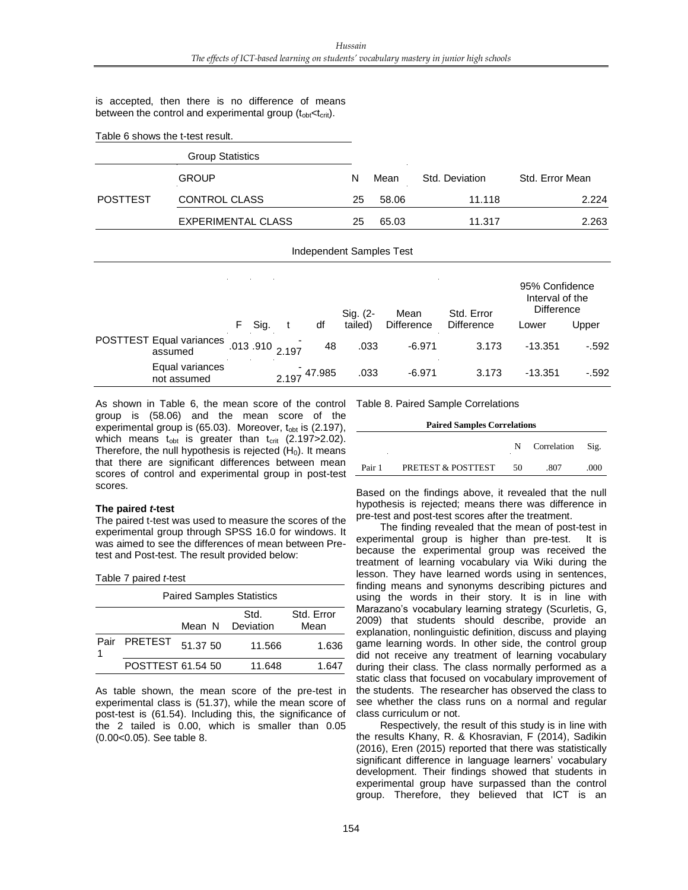is accepted, then there is no difference of means between the control and experimental group ($t_{obt}$<$t_{crit}$).

Table 6 shows the t-test result.

| Group Statistics | | | | | |
|---|---|---|---|---|---|
| | GROUP | N | Mean | Std. Deviation | Std. Error Mean |
| POSTTEST | CONTROL CLASS | 25 | 58.06 | 11.118 | 2.224 |
| | EXPERIMENTAL CLASS | 25 | 65.03 | 11.317 | 2.263 |

Independent Samples Test

| | | F | Sig. | t | df | Sig. (2-tailed) | Mean Difference | Std. Error Difference | 95% Confidence Interval of the Difference | |
|---|---|---|---|---|---|---|---|---|---|---|
| | | | | | | | | | Lower | Upper |
| POSTTEST | Equal variances assumed | .013 | .910 | -2.197 | 48 | .033 | -6.971 | 3.173 | -13.351 | -.592 |
| | Equal variances not assumed | | | -2.197 | 47.985 | .033 | -6.971 | 3.173 | -13.351 | -.592 |

As shown in Table 6, the mean score of the control group is (58.06) and the mean score of the experimental group is (65.03). Moreover, $t_{obt}$ is (2.197), which means $t_{obt}$ is greater than $t_{crit}$ (2.197>2.02). Therefore, the null hypothesis is rejected ($H_0$). It means that there are significant differences between mean scores of control and experimental group in post-test scores.

**The paired *t*-test**

The paired t-test was used to measure the scores of the experimental group through SPSS 16.0 for windows. It was aimed to see the differences of mean between Pre-test and Post-test. The result provided below:

Table 7 paired *t*-test

| Paired Samples Statistics | | | | | |
|---|---|---|---|---|---|
| | | Mean | N | Std. Deviation | Std. Error Mean |
| Pair 1 | PRETEST | 51.37 | 50 | 11.566 | 1.636 |
| | POSTTEST | 61.54 | 50 | 11.648 | 1.647 |

As table shown, the mean score of the pre-test in experimental class is (51.37), while the mean score of post-test is (61.54). Including this, the significance of the 2 tailed is 0.00, which is smaller than 0.05 (0.00<0.05). See table 8.

Table 8. Paired Sample Correlations

| Paired Samples Correlations | | | | |
|---|---|---|---|---|
| | | N | Correlation | Sig. |
| Pair 1 | PRETEST & POSTTEST | 50 | .807 | .000 |

Based on the findings above, it revealed that the null hypothesis is rejected; means there was difference in pre-test and post-test scores after the treatment.

The finding revealed that the mean of post-test in experimental group is higher than pre-test. It is because the experimental group was received the treatment of learning vocabulary via Wiki during the lesson. They have learned words using in sentences, finding means and synonyms describing pictures and using the words in their story. It is in line with Marazano's vocabulary learning strategy (Scurletis, G, 2009) that students should describe, provide an explanation, nonlinguistic definition, discuss and playing game learning words. In other side, the control group did not receive any treatment of learning vocabulary during their class. The class normally performed as a static class that focused on vocabulary improvement of the students. The researcher has observed the class to see whether the class runs on a normal and regular class curriculum or not.

Respectively, the result of this study is in line with the results Khany, R. & Khosravian, F (2014), Sadikin (2016), Eren (2015) reported that there was statistically significant difference in language learners' vocabulary development. Their findings showed that students in experimental group have surpassed than the control group. Therefore, they believed that ICT is an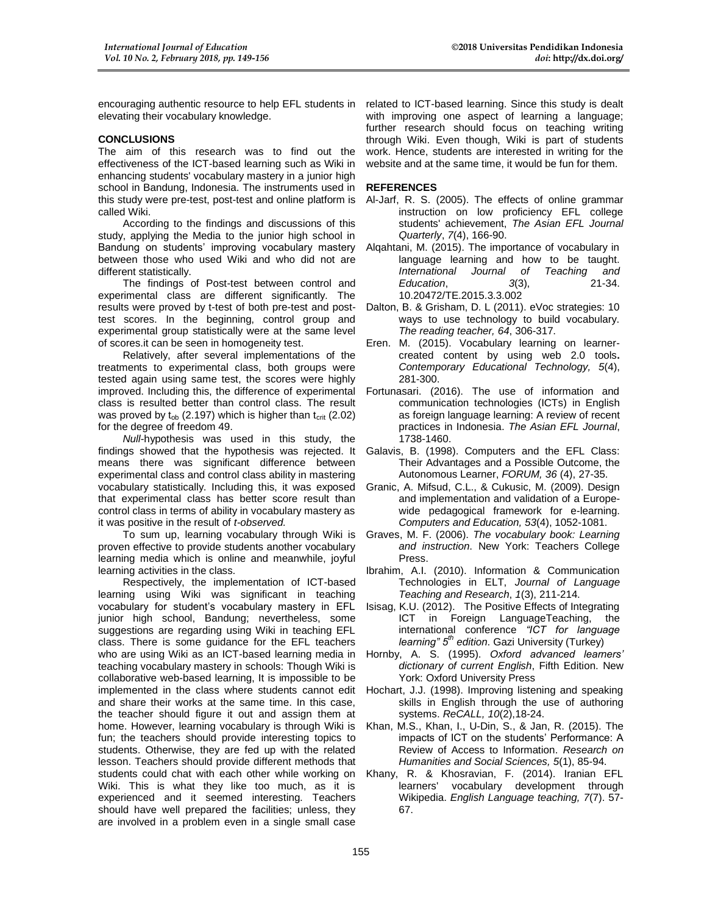encouraging authentic resource to help EFL students in elevating their vocabulary knowledge.

## CONCLUSIONS

The aim of this research was to find out the effectiveness of the ICT-based learning such as Wiki in enhancing students' vocabulary mastery in a junior high school in Bandung, Indonesia. The instruments used in this study were pre-test, post-test and online platform is called Wiki.

According to the findings and discussions of this study, applying the Media to the junior high school in Bandung on students' improving vocabulary mastery between those who used Wiki and who did not are different statistically.

The findings of Post-test between control and experimental class are different significantly. The results were proved by t-test of both pre-test and post-test scores. In the beginning, control group and experimental group statistically were at the same level of scores.it can be seen in homogeneity test.

Relatively, after several implementations of the treatments to experimental class, both groups were tested again using same test, the scores were highly improved. Including this, the difference of experimental class is resulted better than control class. The result was proved by $t_{ob}$ (2.197) which is higher than $t_{crit}$ (2.02) for the degree of freedom 49.

*Null*-hypothesis was used in this study, the findings showed that the hypothesis was rejected. It means there was significant difference between experimental class and control class ability in mastering vocabulary statistically. Including this, it was exposed that experimental class has better score result than control class in terms of ability in vocabulary mastery as it was positive in the result of *t-observed.*

To sum up, learning vocabulary through Wiki is proven effective to provide students another vocabulary learning media which is online and meanwhile, joyful learning activities in the class.

Respectively, the implementation of ICT-based learning using Wiki was significant in teaching vocabulary for student's vocabulary mastery in EFL junior high school, Bandung; nevertheless, some suggestions are regarding using Wiki in teaching EFL class. There is some guidance for the EFL teachers who are using Wiki as an ICT-based learning media in teaching vocabulary mastery in schools: Though Wiki is collaborative web-based learning, It is impossible to be implemented in the class where students cannot edit and share their works at the same time. In this case, the teacher should figure it out and assign them at home. However, learning vocabulary is through Wiki is fun; the teachers should provide interesting topics to students. Otherwise, they are fed up with the related lesson. Teachers should provide different methods that students could chat with each other while working on Wiki. This is what they like too much, as it is experienced and it seemed interesting. Teachers should have well prepared the facilities; unless, they are involved in a problem even in a single small case related to ICT-based learning. Since this study is dealt with improving one aspect of learning a language; further research should focus on teaching writing through Wiki. Even though, Wiki is part of students work. Hence, students are interested in writing for the website and at the same time, it would be fun for them.

## REFERENCES

Al-Jarf, R. S. (2005). The effects of online grammar instruction on low proficiency EFL college students' achievement, *The Asian EFL Journal Quarterly*, *7*(4), 166-90.

Alqahtani, M. (2015). The importance of vocabulary in language learning and how to be taught. *International Journal of Teaching and Education*, *3*(3), 21-34. 10.20472/TE.2015.3.3.002

Dalton, B. & Grisham, D. L (2011). eVoc strategies: 10 ways to use technology to build vocabulary. *The reading teacher, 64*, 306-317.

Eren. M. (2015). Vocabulary learning on learner-created content by using web 2.0 tools**.** *Contemporary Educational Technology, 5*(4), 281-300.

Fortunasari. (2016). The use of information and communication technologies (ICTs) in English as foreign language learning: A review of recent practices in Indonesia. *The Asian EFL Journal*, 1738-1460.

Galavis, B. (1998). Computers and the EFL Class: Their Advantages and a Possible Outcome, the Autonomous Learner, *FORUM, 36* (4), 27-35.

Granic, A. Mifsud, C.L., & Cukusic, M. (2009). Design and implementation and validation of a Europe-wide pedagogical framework for e-learning. *Computers and Education, 53*(4), 1052-1081.

Graves, M. F. (2006). *The vocabulary book: Learning and instruction*. New York: Teachers College Press.

Ibrahim, A.I. (2010). Information & Communication Technologies in ELT, *Journal of Language Teaching and Research*, *1*(3), 211-214.

Isisag, K.U. (2012). The Positive Effects of Integrating ICT in Foreign LanguageTeaching, the international conference *"ICT for language learning" 5th edition*. Gazi University (Turkey)

Hornby, A. S. (1995). *Oxford advanced learners' dictionary of current English*, Fifth Edition. New York: Oxford University Press

Hochart, J.J. (1998). Improving listening and speaking skills in English through the use of authoring systems. *ReCALL, 10*(2),18-24.

Khan, M.S., Khan, I., U-Din, S., & Jan, R. (2015). The impacts of ICT on the students' Performance: A Review of Access to Information. *Research on Humanities and Social Sciences, 5*(1), 85-94.

Khany, R. & Khosravian, F. (2014). Iranian EFL learners' vocabulary development through Wikipedia. *English Language teaching, 7*(7). 57-67.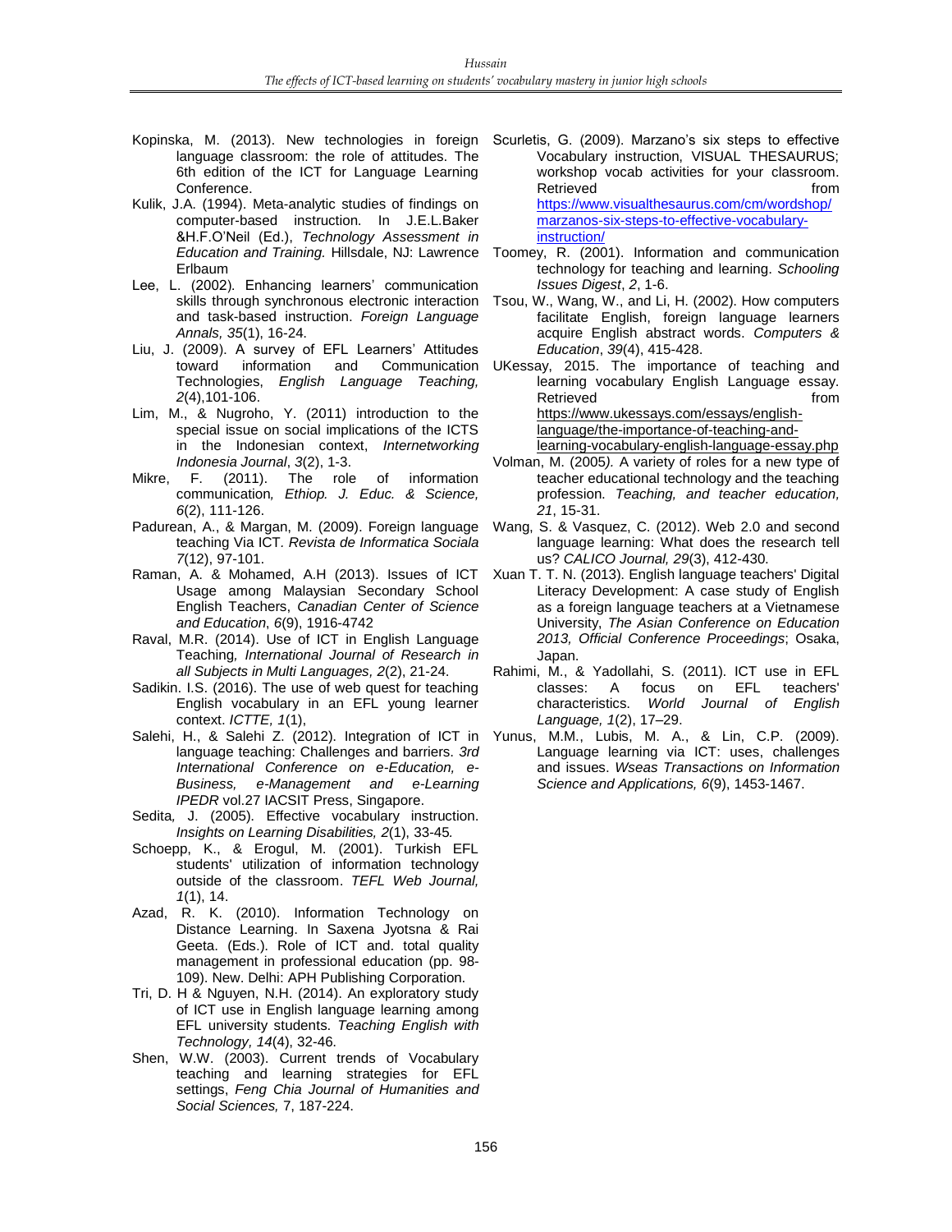Kopinska, M. (2013). New technologies in foreign language classroom: the role of attitudes. The 6th edition of the ICT for Language Learning Conference.

Kulik, J.A. (1994). Meta-analytic studies of findings on computer-based instruction. In J.E.L.Baker &H.F.O'Neil (Ed.), *Technology Assessment in Education and Training.* Hillsdale, NJ: Lawrence Erlbaum

Lee, L. (2002). Enhancing learners' communication skills through synchronous electronic interaction and task-based instruction. *Foreign Language Annals, 35*(1), 16-24.

Liu, J. (2009). A survey of EFL Learners' Attitudes toward information and Communication Technologies, *English Language Teaching, 2*(4),101-106.

Lim, M., & Nugroho, Y. (2011) introduction to the special issue on social implications of the ICTS in the Indonesian context, *Internetworking Indonesia Journal*, *3*(2), 1-3.

Mikre, F. (2011). The role of information communication*, Ethiop. J. Educ. & Science, 6*(2), 111-126.

Padurean, A., & Margan, M. (2009). Foreign language teaching Via ICT. *Revista de Informatica Sociala 7*(12), 97-101.

Raman, A. & Mohamed, A.H (2013). Issues of ICT Usage among Malaysian Secondary School English Teachers, *Canadian Center of Science and Education*, *6*(9), 1916-4742

Raval, M.R. (2014). Use of ICT in English Language Teaching*, International Journal of Research in all Subjects in Multi Languages, 2*(2), 21-24.

Sadikin. I.S. (2016). The use of web quest for teaching English vocabulary in an EFL young learner context. *ICTTE, 1*(1),

Salehi, H., & Salehi Z. (2012). Integration of ICT in language teaching: Challenges and barriers. *3rd International Conference on e-Education, e-Business, e-Management and e-Learning IPEDR* vol.27 IACSIT Press, Singapore.

Sedita*,* J. (2005). Effective vocabulary instruction. *Insights on Learning Disabilities, 2*(1), 33-45*.*

Schoepp, K., & Erogul, M. (2001). Turkish EFL students' utilization of information technology outside of the classroom. *TEFL Web Journal, 1*(1), 14.

Azad, R. K. (2010). Information Technology on Distance Learning. In Saxena Jyotsna & Rai Geeta. (Eds.). Role of ICT and. total quality management in professional education (pp. 98-109). New. Delhi: APH Publishing Corporation.

Tri, D. H & Nguyen, N.H. (2014). An exploratory study of ICT use in English language learning among EFL university students. *Teaching English with Technology, 14*(4), 32-46.

Shen, W.W. (2003). Current trends of Vocabulary teaching and learning strategies for EFL settings, *Feng Chia Journal of Humanities and Social Sciences,* 7, 187-224.

Sculetis, G. (2009). Marzano's six steps to effective Vocabulary instruction, VISUAL THESAURUS; workshop vocab activities for your classroom. Retrieved from https://www.visualthesaurus.com/cm/wordshop/marzanos-six-steps-to-effective-vocabulary-instruction/

Toomey, R. (2001). Information and communication technology for teaching and learning. *Schooling Issues Digest*, *2*, 1-6.

Tsou, W., Wang, W., and Li, H. (2002). How computers facilitate English, foreign language learners acquire English abstract words. *Computers & Education*, *39*(4), 415-428.

UKessay, 2015. The importance of teaching and learning vocabulary English Language essay. Retrieved from https://www.ukessays.com/essays/english-language/the-importance-of-teaching-and-learning-vocabulary-english-language-essay.php

Volman, M. (2005*).* A variety of roles for a new type of teacher educational technology and the teaching profession. *Teaching, and teacher education, 21*, 15-31.

Wang, S. & Vasquez, C. (2012). Web 2.0 and second language learning: What does the research tell us? *CALICO Journal, 29*(3), 412-430.

Xuan T. T. N. (2013). English language teachers' Digital Literacy Development: A case study of English as a foreign language teachers at a Vietnamese University, *The Asian Conference on Education 2013, Official Conference Proceedings*; Osaka, Japan.

Rahimi, M., & Yadollahi, S. (2011). ICT use in EFL classes: A focus on EFL teachers' characteristics. *World Journal of English Language, 1*(2), 17–29.

Yunus, M.M., Lubis, M. A., & Lin, C.P. (2009). Language learning via ICT: uses, challenges and issues. *Wseas Transactions on Information Science and Applications, 6*(9), 1453-1467.